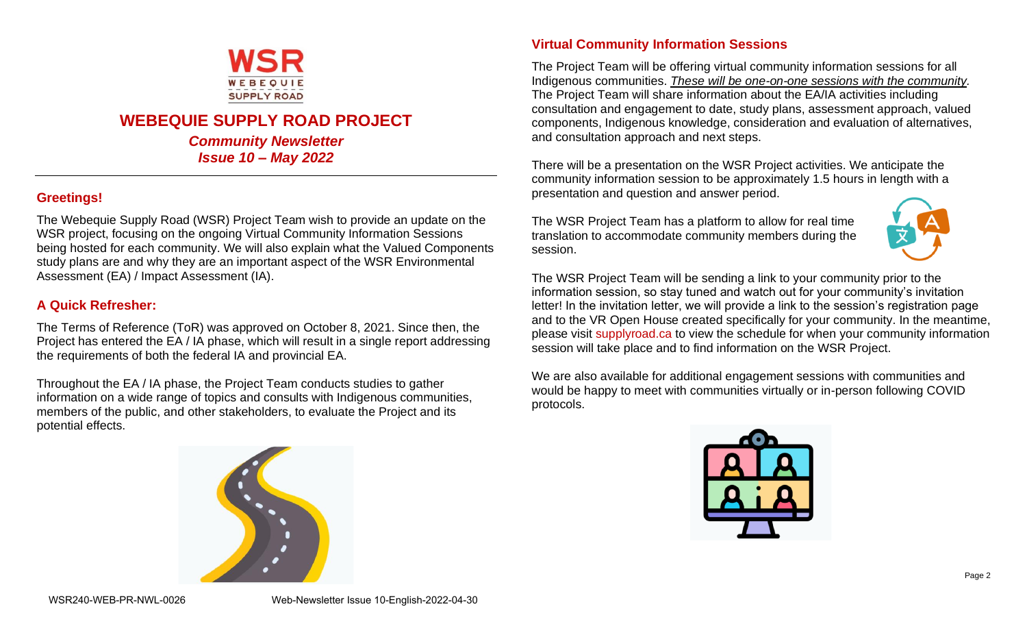# WEBEQUIE SUPPLY ROAD PROJECT

***Community Newsletter***
***Issue 10 – May 2022***

## Greetings!

The Webequie Supply Road (WSR) Project Team wish to provide an update on the WSR project, focusing on the ongoing Virtual Community Information Sessions being hosted for each community. We will also explain what the Valued Components study plans are and why they are an important aspect of the WSR Environmental Assessment (EA) / Impact Assessment (IA).

## A Quick Refresher:

The Terms of Reference (ToR) was approved on October 8, 2021. Since then, the Project has entered the EA / IA phase, which will result in a single report addressing the requirements of both the federal IA and provincial EA.

Throughout the EA / IA phase, the Project Team conducts studies to gather information on a wide range of topics and consults with Indigenous communities, members of the public, and other stakeholders, to evaluate the Project and its potential effects.

## Virtual Community Information Sessions

The Project Team will be offering virtual community information sessions for all Indigenous communities. *These will be one-on-one sessions with the community.* The Project Team will share information about the EA/IA activities including consultation and engagement to date, study plans, assessment approach, valued components, Indigenous knowledge, consideration and evaluation of alternatives, and consultation approach and next steps.

There will be a presentation on the WSR Project activities. We anticipate the community information session to be approximately 1.5 hours in length with a presentation and question and answer period.

The WSR Project Team has a platform to allow for real time translation to accommodate community members during the session.

The WSR Project Team will be sending a link to your community prior to the information session, so stay tuned and watch out for your community's invitation letter! In the invitation letter, we will provide a link to the session's registration page and to the VR Open House created specifically for your community. In the meantime, please visit supplyroad.ca to view the schedule for when your community information session will take place and to find information on the WSR Project.

We are also available for additional engagement sessions with communities and would be happy to meet with communities virtually or in-person following COVID protocols.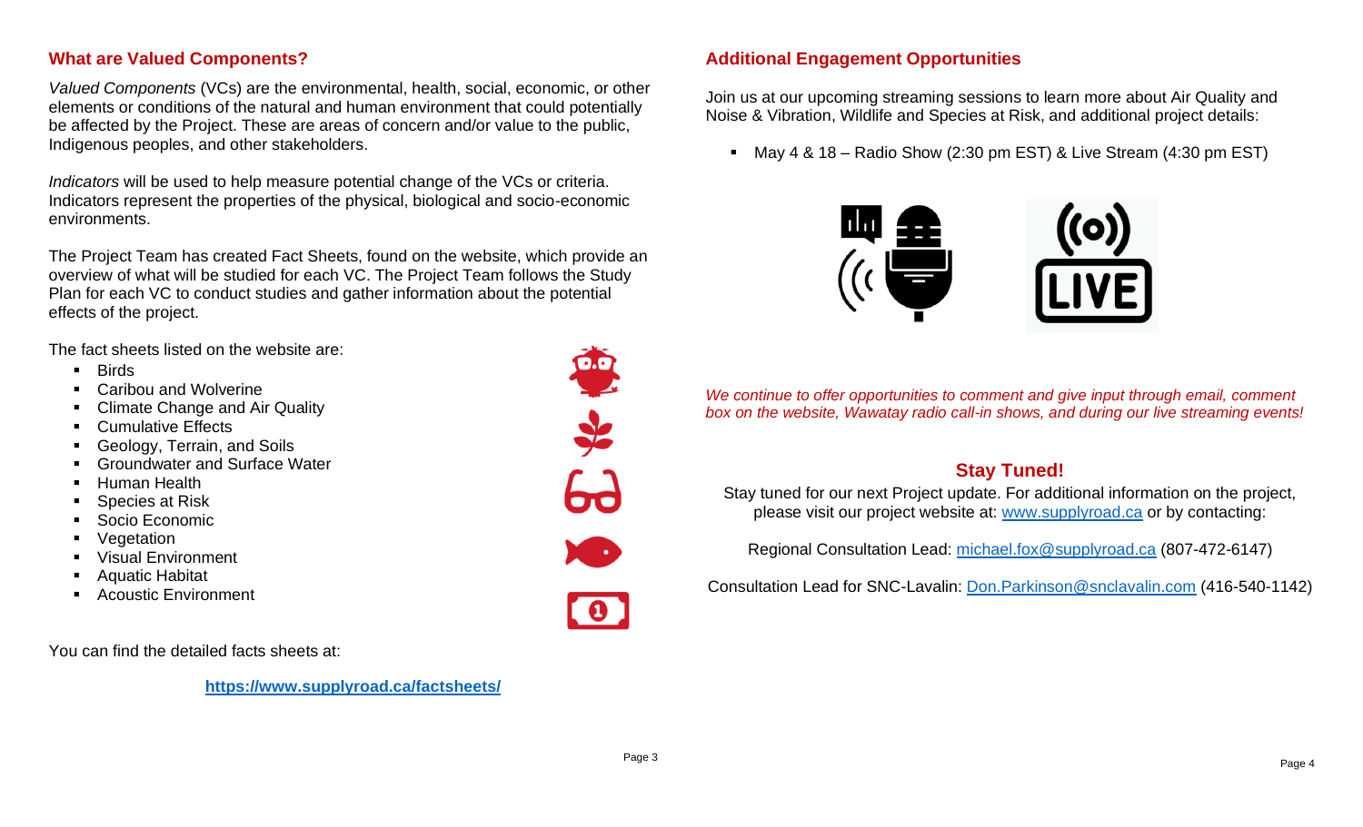## What are Valued Components?

*Valued Components* (VCs) are the environmental, health, social, economic, or other elements or conditions of the natural and human environment that could potentially be affected by the Project. These are areas of concern and/or value to the public, Indigenous peoples, and other stakeholders.

*Indicators* will be used to help measure potential change of the VCs or criteria. Indicators represent the properties of the physical, biological and socio-economic environments.

The Project Team has created Fact Sheets, found on the website, which provide an overview of what will be studied for each VC. The Project Team follows the Study Plan for each VC to conduct studies and gather information about the potential effects of the project.

The fact sheets listed on the website are:

- Birds
- Caribou and Wolverine
- Climate Change and Air Quality
- Cumulative Effects
- Geology, Terrain, and Soils
- Groundwater and Surface Water
- Human Health
- Species at Risk
- Socio Economic
- Vegetation
- Visual Environment
- Aquatic Habitat
- Acoustic Environment

You can find the detailed facts sheets at:

**https://www.supplyroad.ca/factsheets/**

## Additional Engagement Opportunities

Join us at our upcoming streaming sessions to learn more about Air Quality and Noise & Vibration, Wildlife and Species at Risk, and additional project details:

- May 4 & 18 – Radio Show (2:30 pm EST) & Live Stream (4:30 pm EST)

*We continue to offer opportunities to comment and give input through email, comment box on the website, Wawatay radio call-in shows, and during our live streaming events!*

## Stay Tuned!

Stay tuned for our next Project update. For additional information on the project, please visit our project website at: www.supplyroad.ca or by contacting:

Regional Consultation Lead: michael.fox@supplyroad.ca (807-472-6147)

Consultation Lead for SNC-Lavalin: Don.Parkinson@snclavalin.com (416-540-1142)